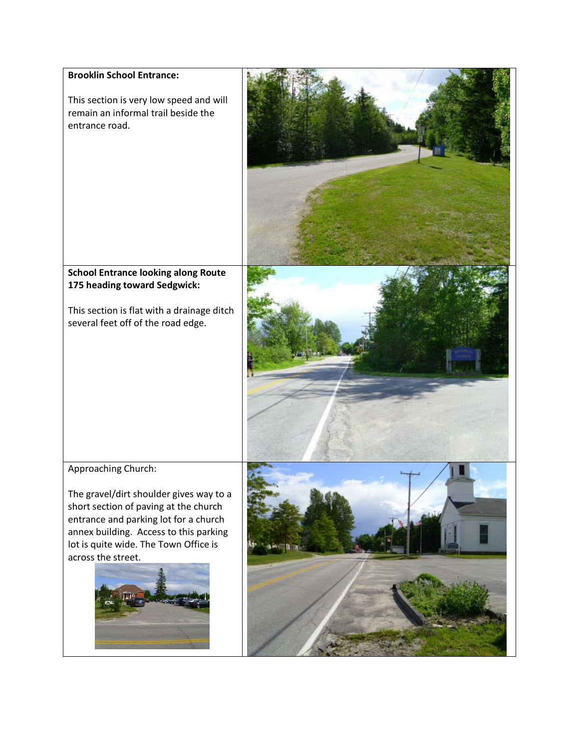**Brooklin School Entrance:**

This section is very low speed and will remain an informal trail beside the entrance road.

**School Entrance looking along Route 175 heading toward Sedgwick:**

This section is flat with a drainage ditch several feet off of the road edge.

Approaching Church:

The gravel/dirt shoulder gives way to a short section of paving at the church entrance and parking lot for a church annex building. Access to this parking lot is quite wide. The Town Office is across the street.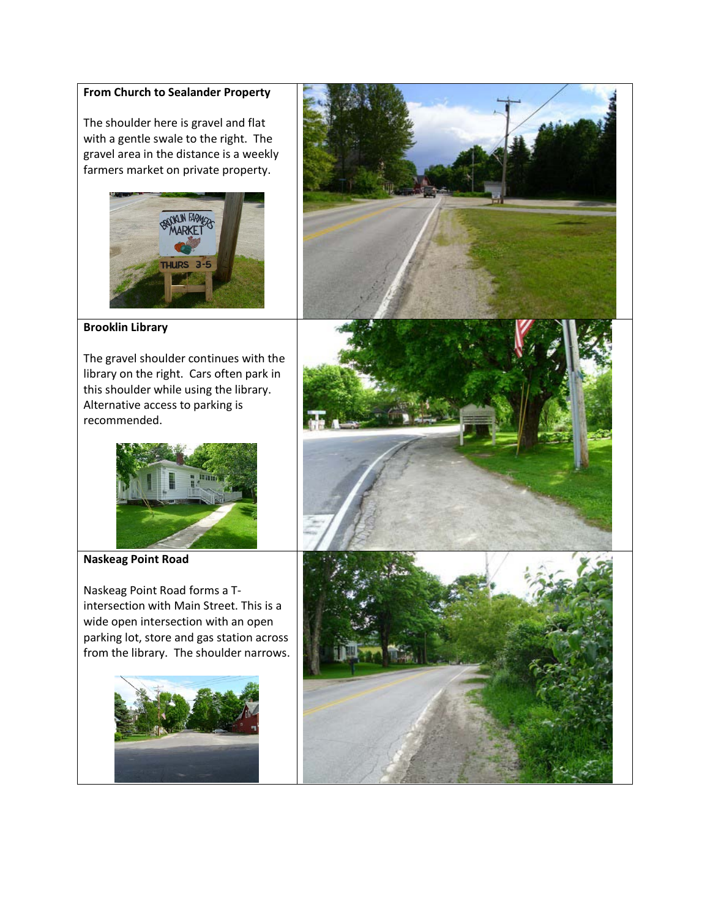**From Church to Sealander Property**

The shoulder here is gravel and flat with a gentle swale to the right. The gravel area in the distance is a weekly farmers market on private property.

**Brooklin Library**

The gravel shoulder continues with the library on the right. Cars often park in this shoulder while using the library. Alternative access to parking is recommended.

**Naskeag Point Road**

Naskeag Point Road forms a T-intersection with Main Street. This is a wide open intersection with an open parking lot, store and gas station across from the library. The shoulder narrows.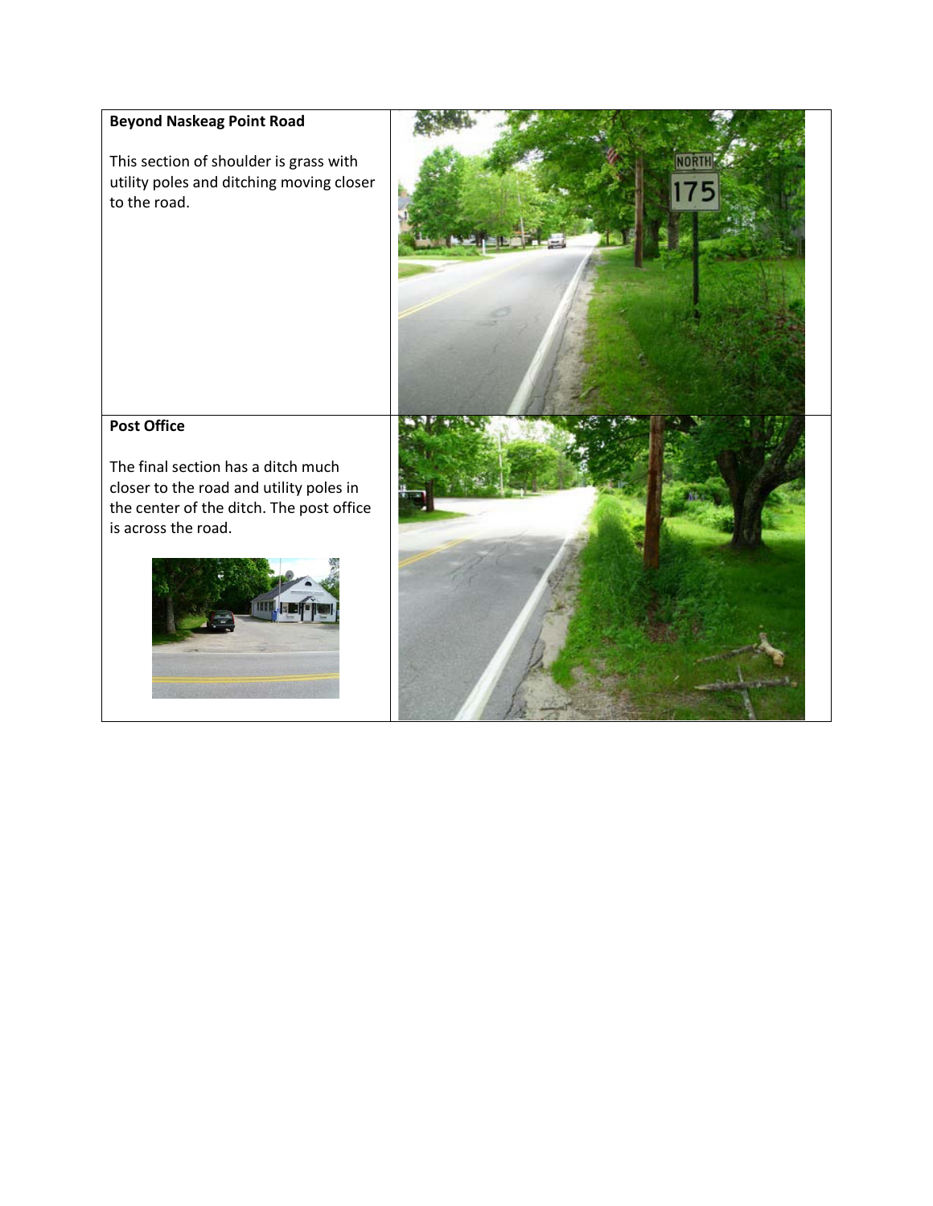| | |
|---|---|
| **Beyond Naskeag Point Road**<br><br>This section of shoulder is grass with utility poles and ditching moving closer to the road. | |
| **Post Office**<br><br>The final section has a ditch much closer to the road and utility poles in the center of the ditch. The post office is across the road. | |